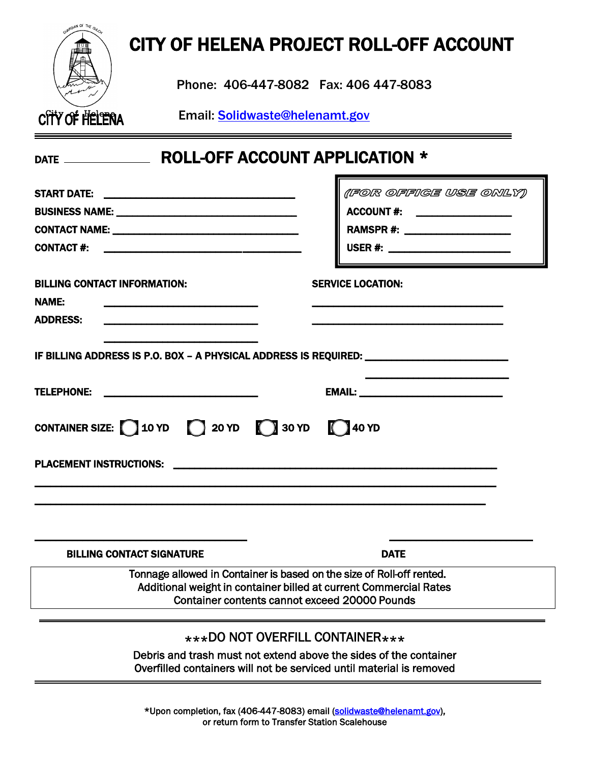CITY OF HELENA

# CITY OF HELENA PROJECT ROLL-OFF ACCOUNT

Phone: 406-447-8082 Fax: 406 447-8083

Email: Solidwaste@helenamt.gov

---

DATE ______________

## ROLL-OFF ACCOUNT APPLICATION *

**START DATE:** ______________________________

**BUSINESS NAME:** ______________________________

**CONTACT NAME:** ______________________________

**CONTACT #:** ______________________________

| (FOR OFFICE USE ONLY) |
|---|
| ACCOUNT #: ______________ |
| RAMSPR #: ______________ |
| USER #: ______________ |

**BILLING CONTACT INFORMATION:**

**NAME:** ______________________

**ADDRESS:** ______________________

______________________

**SERVICE LOCATION:**

______________________________

______________________________

**IF BILLING ADDRESS IS P.O. BOX – A PHYSICAL ADDRESS IS REQUIRED:** ______________________

______________________

**TELEPHONE:** ______________________ **EMAIL:** ______________________

**CONTAINER SIZE:** ◯ 10 YD ◯ 20 YD ◯ 30 YD ◯ 40 YD

**PLACEMENT INSTRUCTIONS:** ______________________________________________

______________________________________________________________

______________________________________________________________

______________________________ ______________________

**BILLING CONTACT SIGNATURE** **DATE**

Tonnage allowed in Container is based on the size of Roll-off rented.
Additional weight in container billed at current Commercial Rates
Container contents cannot exceed 20000 Pounds

---

***DO NOT OVERFILL CONTAINER***

Debris and trash must not extend above the sides of the container
Overfilled containers will not be serviced until material is removed

---

*Upon completion, fax (406-447-8083) email (solidwaste@helenamt.gov), or return form to Transfer Station Scalehouse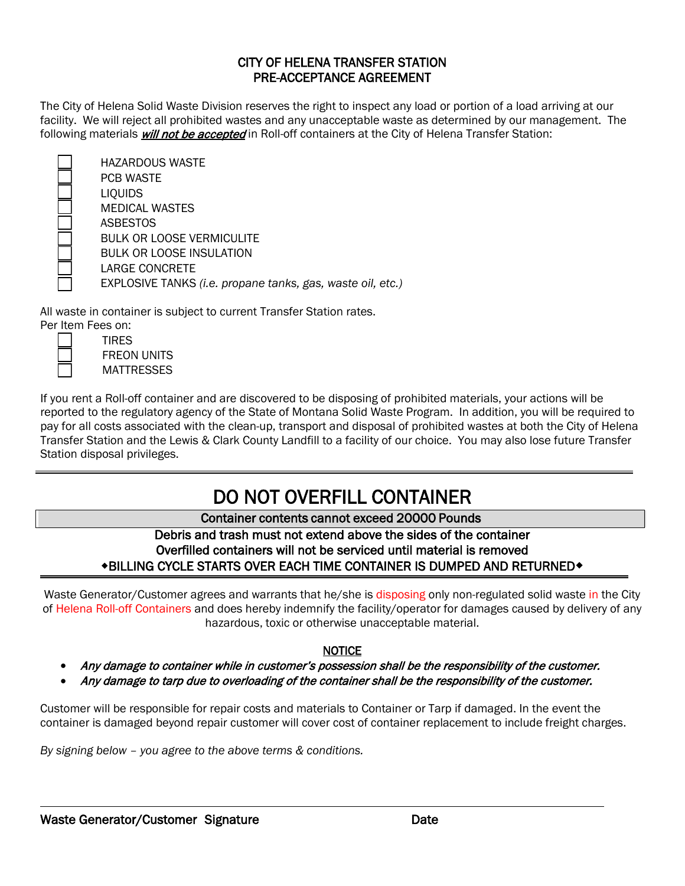# CITY OF HELENA TRANSFER STATION
# PRE-ACCEPTANCE AGREEMENT

The City of Helena Solid Waste Division reserves the right to inspect any load or portion of a load arriving at our facility. We will reject all prohibited wastes and any unacceptable waste as determined by our management. The following materials ***will not be accepted*** in Roll-off containers at the City of Helena Transfer Station:

- ☐ HAZARDOUS WASTE
- ☐ PCB WASTE
- ☐ LIQUIDS
- ☐ MEDICAL WASTES
- ☐ ASBESTOS
- ☐ BULK OR LOOSE VERMICULITE
- ☐ BULK OR LOOSE INSULATION
- ☐ LARGE CONCRETE
- ☐ EXPLOSIVE TANKS *(i.e. propane tanks, gas, waste oil, etc.)*

All waste in container is subject to current Transfer Station rates.
Per Item Fees on:

- ☐ TIRES
- ☐ FREON UNITS
- ☐ MATTRESSES

If you rent a Roll-off container and are discovered to be disposing of prohibited materials, your actions will be reported to the regulatory agency of the State of Montana Solid Waste Program. In addition, you will be required to pay for all costs associated with the clean-up, transport and disposal of prohibited wastes at both the City of Helena Transfer Station and the Lewis & Clark County Landfill to a facility of our choice. You may also lose future Transfer Station disposal privileges.

---

# DO NOT OVERFILL CONTAINER

**Container contents cannot exceed 20000 Pounds**

**Debris and trash must not extend above the sides of the container**

**Overfilled containers will not be serviced until material is removed**

**◆BILLING CYCLE STARTS OVER EACH TIME CONTAINER IS DUMPED AND RETURNED◆**

---

Waste Generator/Customer agrees and warrants that he/she is disposing only non-regulated solid waste in the City of Helena Roll-off Containers and does hereby indemnify the facility/operator for damages caused by delivery of any hazardous, toxic or otherwise unacceptable material.

## NOTICE

- ***Any damage to container while in customer's possession shall be the responsibility of the customer.***
- ***Any damage to tarp due to overloading of the container shall be the responsibility of the customer.***

Customer will be responsible for repair costs and materials to Container or Tarp if damaged. In the event the container is damaged beyond repair customer will cover cost of container replacement to include freight charges.

*By signing below – you agree to the above terms & conditions.*

\_\_\_\_\_\_\_\_\_\_\_\_\_\_\_\_\_\_\_\_\_\_\_\_\_\_\_\_\_\_\_\_\_\_\_\_\_\_\_\_\_\_\_\_\_\_\_\_\_\_\_\_\_\_\_\_\_\_\_\_

Waste Generator/Customer Signature                    Date